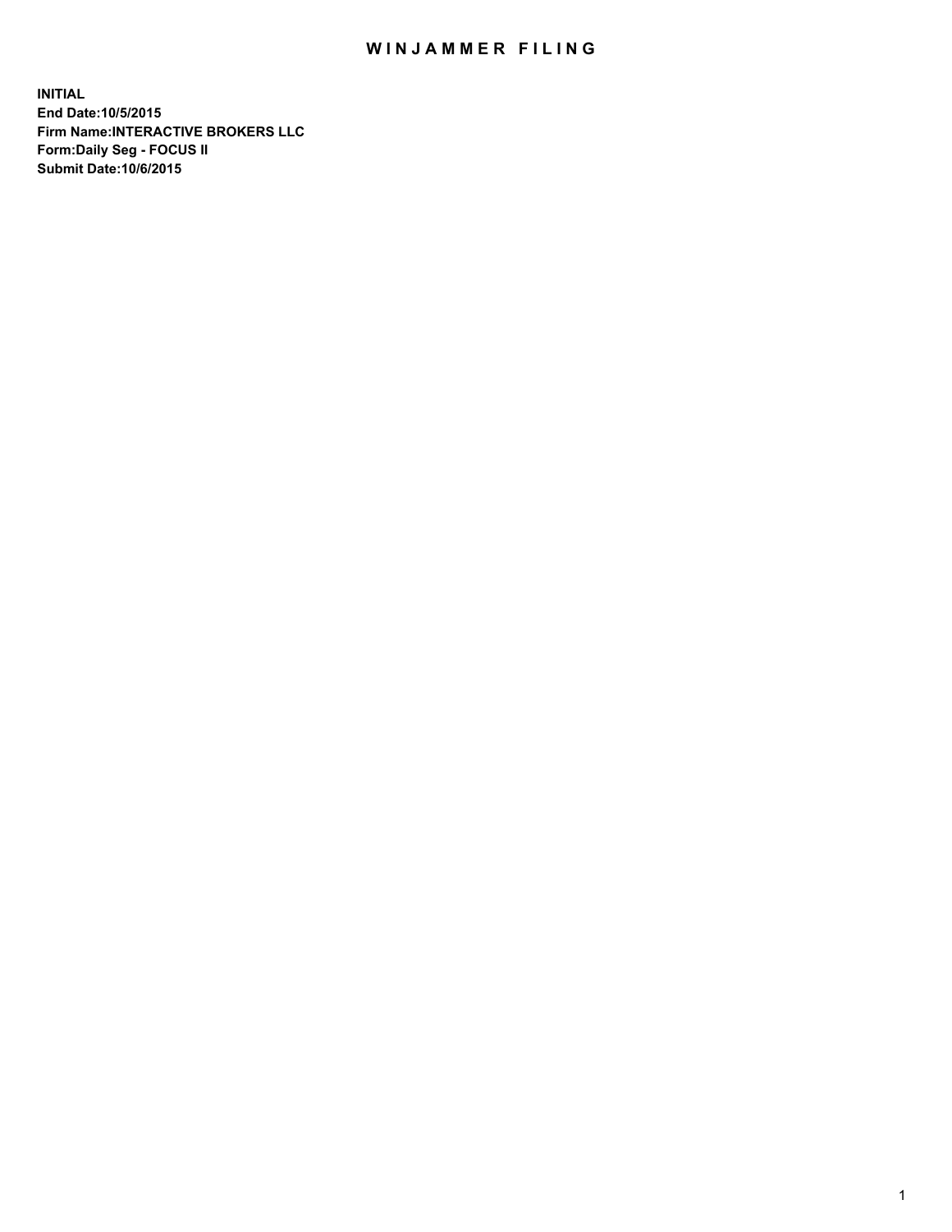# WINJAMMER FILING

**INITIAL**
**End Date:10/5/2015**
**Firm Name:INTERACTIVE BROKERS LLC**
**Form:Daily Seg - FOCUS II**
**Submit Date:10/6/2015**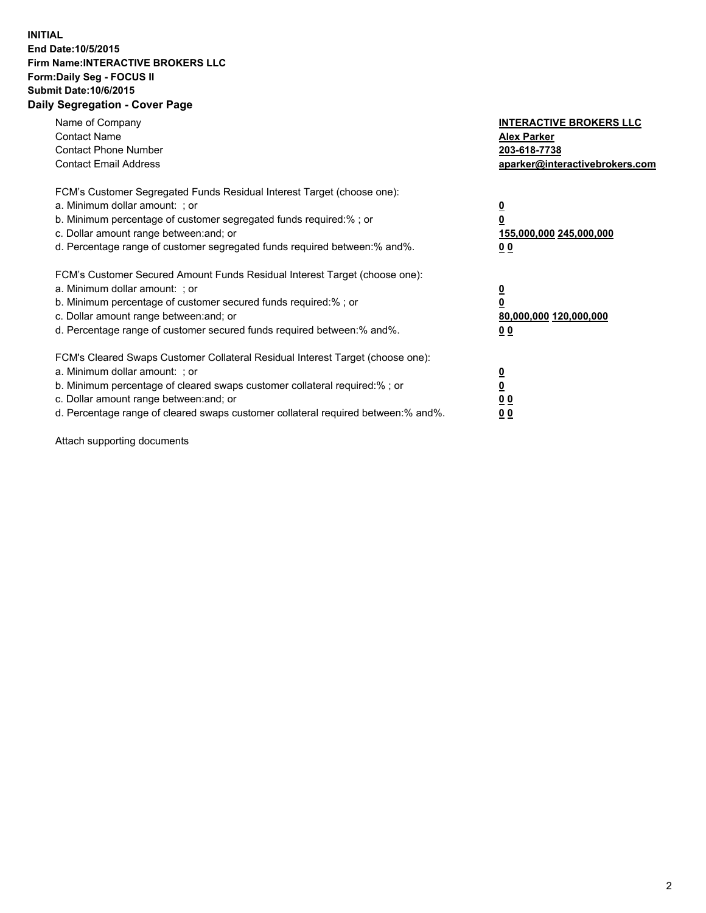**INITIAL**
**End Date:10/5/2015**
**Firm Name:INTERACTIVE BROKERS LLC**
**Form:Daily Seg - FOCUS II**
**Submit Date:10/6/2015**
**Daily Segregation - Cover Page**

| | |
|---|---|
| Name of Company | **INTERACTIVE BROKERS LLC** |
| Contact Name | **Alex Parker** |
| Contact Phone Number | **203-618-7738** |
| Contact Email Address | **aparker@interactivebrokers.com** |

| | |
|---|---|
| FCM's Customer Segregated Funds Residual Interest Target (choose one): | |
| a. Minimum dollar amount: ; or | **0** |
| b. Minimum percentage of customer segregated funds required:% ; or | **0** |
| c. Dollar amount range between:and; or | **155,000,000 245,000,000** |
| d. Percentage range of customer segregated funds required between:% and%. | **0 0** |

| | |
|---|---|
| FCM's Customer Secured Amount Funds Residual Interest Target (choose one): | |
| a. Minimum dollar amount: ; or | **0** |
| b. Minimum percentage of customer secured funds required:% ; or | **0** |
| c. Dollar amount range between:and; or | **80,000,000 120,000,000** |
| d. Percentage range of customer secured funds required between:% and%. | **0 0** |

| | |
|---|---|
| FCM's Cleared Swaps Customer Collateral Residual Interest Target (choose one): | |
| a. Minimum dollar amount: ; or | **0** |
| b. Minimum percentage of cleared swaps customer collateral required:% ; or | **0** |
| c. Dollar amount range between:and; or | **0 0** |
| d. Percentage range of cleared swaps customer collateral required between:% and%. | **0 0** |

Attach supporting documents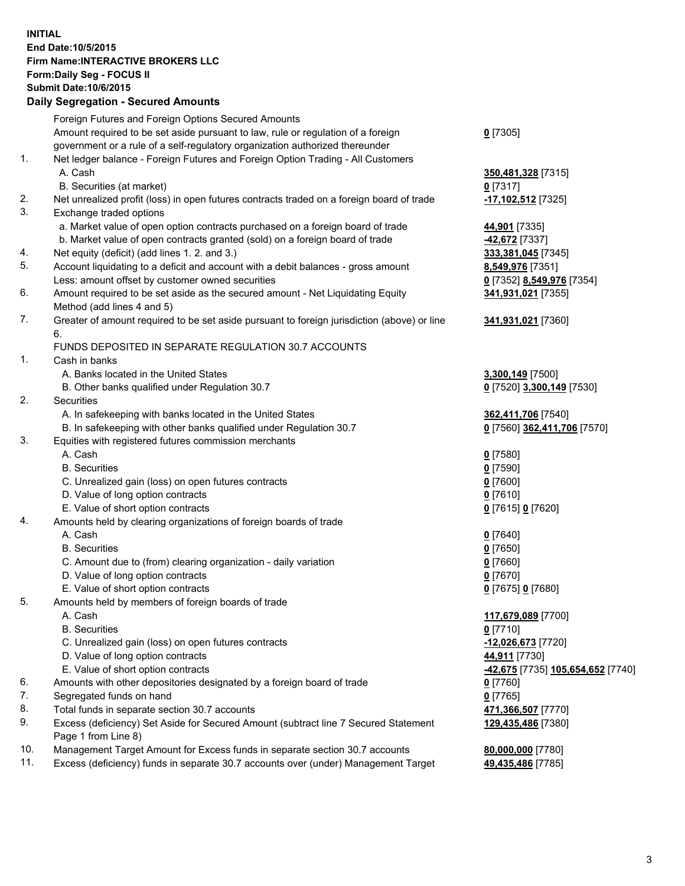**INITIAL**
**End Date:10/5/2015**
**Firm Name:INTERACTIVE BROKERS LLC**
**Form:Daily Seg - FOCUS II**
**Submit Date:10/6/2015**

## Daily Segregation - Secured Amounts

| | | |
|---|---|---|
| | Foreign Futures and Foreign Options Secured Amounts | |
| | Amount required to be set aside pursuant to law, rule or regulation of a foreign government or a rule of a self-regulatory organization authorized thereunder | **0** [7305] |
| 1. | Net ledger balance - Foreign Futures and Foreign Option Trading - All Customers | |
| | A. Cash | **350,481,328** [7315] |
| | B. Securities (at market) | **0** [7317] |
| 2. | Net unrealized profit (loss) in open futures contracts traded on a foreign board of trade | **-17,102,512** [7325] |
| 3. | Exchange traded options | |
| | a. Market value of open option contracts purchased on a foreign board of trade | **44,901** [7335] |
| | b. Market value of open contracts granted (sold) on a foreign board of trade | **-42,672** [7337] |
| 4. | Net equity (deficit) (add lines 1. 2. and 3.) | **333,381,045** [7345] |
| 5. | Account liquidating to a deficit and account with a debit balances - gross amount | **8,549,976** [7351] |
| | Less: amount offset by customer owned securities | **0** [7352] **8,549,976** [7354] |
| 6. | Amount required to be set aside as the secured amount - Net Liquidating Equity Method (add lines 4 and 5) | **341,931,021** [7355] |
| 7. | Greater of amount required to be set aside pursuant to foreign jurisdiction (above) or line 6. | **341,931,021** [7360] |
| | FUNDS DEPOSITED IN SEPARATE REGULATION 30.7 ACCOUNTS | |
| 1. | Cash in banks | |
| | A. Banks located in the United States | **3,300,149** [7500] |
| | B. Other banks qualified under Regulation 30.7 | **0** [7520] **3,300,149** [7530] |
| 2. | Securities | |
| | A. In safekeeping with banks located in the United States | **362,411,706** [7540] |
| | B. In safekeeping with other banks qualified under Regulation 30.7 | **0** [7560] **362,411,706** [7570] |
| 3. | Equities with registered futures commission merchants | |
| | A. Cash | **0** [7580] |
| | B. Securities | **0** [7590] |
| | C. Unrealized gain (loss) on open futures contracts | **0** [7600] |
| | D. Value of long option contracts | **0** [7610] |
| | E. Value of short option contracts | **0** [7615] **0** [7620] |
| 4. | Amounts held by clearing organizations of foreign boards of trade | |
| | A. Cash | **0** [7640] |
| | B. Securities | **0** [7650] |
| | C. Amount due to (from) clearing organization - daily variation | **0** [7660] |
| | D. Value of long option contracts | **0** [7670] |
| | E. Value of short option contracts | **0** [7675] **0** [7680] |
| 5. | Amounts held by members of foreign boards of trade | |
| | A. Cash | **117,679,089** [7700] |
| | B. Securities | **0** [7710] |
| | C. Unrealized gain (loss) on open futures contracts | **-12,026,673** [7720] |
| | D. Value of long option contracts | **44,911** [7730] |
| | E. Value of short option contracts | **-42,675** [7735] **105,654,652** [7740] |
| 6. | Amounts with other depositories designated by a foreign board of trade | **0** [7760] |
| 7. | Segregated funds on hand | **0** [7765] |
| 8. | Total funds in separate section 30.7 accounts | **471,366,507** [7770] |
| 9. | Excess (deficiency) Set Aside for Secured Amount (subtract line 7 Secured Statement Page 1 from Line 8) | **129,435,486** [7380] |
| 10. | Management Target Amount for Excess funds in separate section 30.7 accounts | **80,000,000** [7780] |
| 11. | Excess (deficiency) funds in separate 30.7 accounts over (under) Management Target | **49,435,486** [7785] |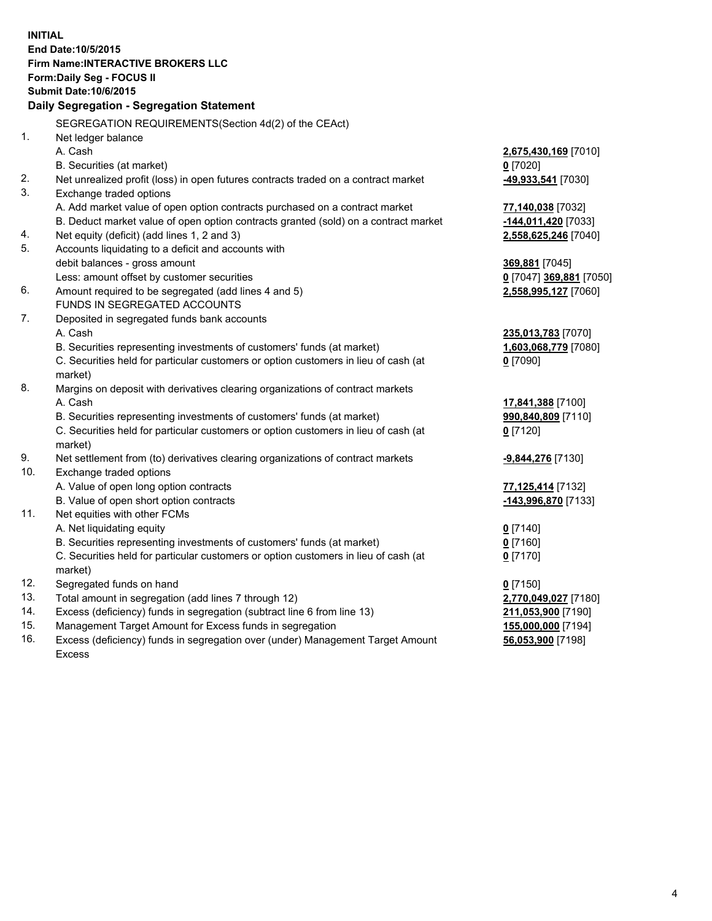**INITIAL**
**End Date:10/5/2015**
**Firm Name:INTERACTIVE BROKERS LLC**
**Form:Daily Seg - FOCUS II**
**Submit Date:10/6/2015**

## Daily Segregation - Segregation Statement

SEGREGATION REQUIREMENTS(Section 4d(2) of the CEAct)

| | | |
|---|---|---|
| 1. | Net ledger balance | |
| | A. Cash | **2,675,430,169** [7010] |
| | B. Securities (at market) | **0** [7020] |
| 2. | Net unrealized profit (loss) in open futures contracts traded on a contract market | **-49,933,541** [7030] |
| 3. | Exchange traded options | |
| | A. Add market value of open option contracts purchased on a contract market | **77,140,038** [7032] |
| | B. Deduct market value of open option contracts granted (sold) on a contract market | **-144,011,420** [7033] |
| 4. | Net equity (deficit) (add lines 1, 2 and 3) | **2,558,625,246** [7040] |
| 5. | Accounts liquidating to a deficit and accounts with | |
| | debit balances - gross amount | **369,881** [7045] |
| | Less: amount offset by customer securities | **0** [7047] **369,881** [7050] |
| 6. | Amount required to be segregated (add lines 4 and 5) | **2,558,995,127** [7060] |
| | FUNDS IN SEGREGATED ACCOUNTS | |
| 7. | Deposited in segregated funds bank accounts | |
| | A. Cash | **235,013,783** [7070] |
| | B. Securities representing investments of customers' funds (at market) | **1,603,068,779** [7080] |
| | C. Securities held for particular customers or option customers in lieu of cash (at market) | **0** [7090] |
| 8. | Margins on deposit with derivatives clearing organizations of contract markets | |
| | A. Cash | **17,841,388** [7100] |
| | B. Securities representing investments of customers' funds (at market) | **990,840,809** [7110] |
| | C. Securities held for particular customers or option customers in lieu of cash (at market) | **0** [7120] |
| 9. | Net settlement from (to) derivatives clearing organizations of contract markets | **-9,844,276** [7130] |
| 10. | Exchange traded options | |
| | A. Value of open long option contracts | **77,125,414** [7132] |
| | B. Value of open short option contracts | **-143,996,870** [7133] |
| 11. | Net equities with other FCMs | |
| | A. Net liquidating equity | **0** [7140] |
| | B. Securities representing investments of customers' funds (at market) | **0** [7160] |
| | C. Securities held for particular customers or option customers in lieu of cash (at market) | **0** [7170] |
| 12. | Segregated funds on hand | **0** [7150] |
| 13. | Total amount in segregation (add lines 7 through 12) | **2,770,049,027** [7180] |
| 14. | Excess (deficiency) funds in segregation (subtract line 6 from line 13) | **211,053,900** [7190] |
| 15. | Management Target Amount for Excess funds in segregation | **155,000,000** [7194] |
| 16. | Excess (deficiency) funds in segregation over (under) Management Target Amount Excess | **56,053,900** [7198] |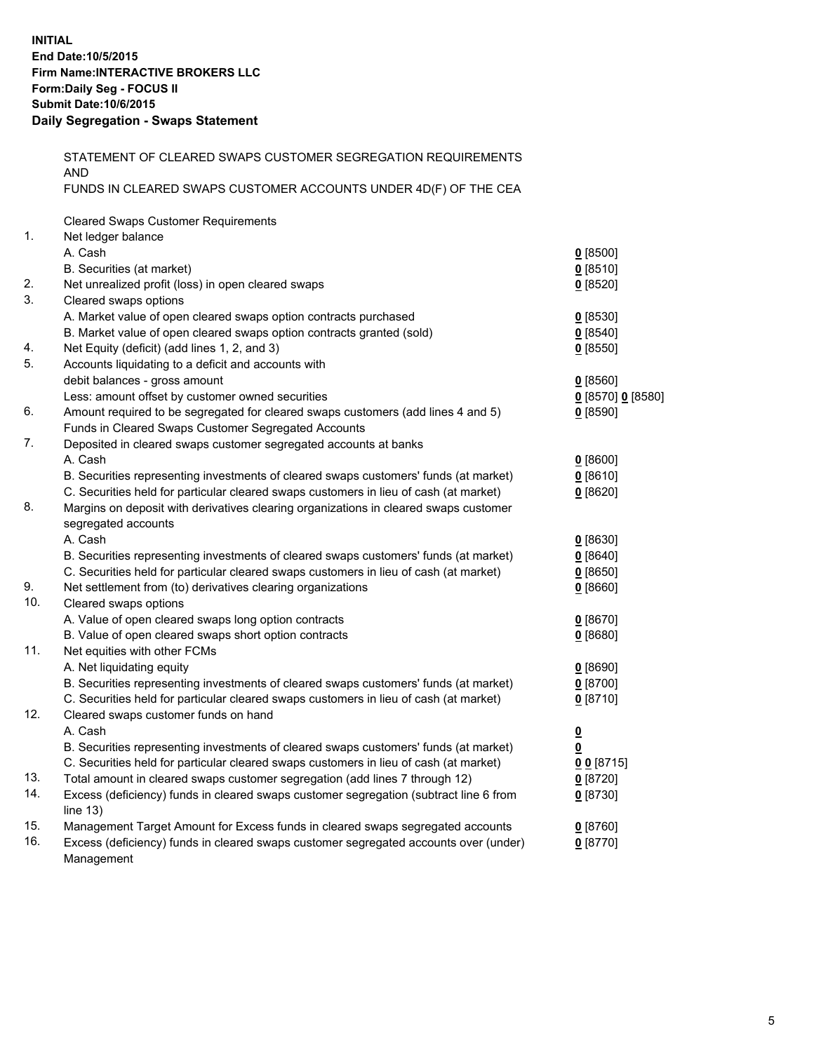**INITIAL**
**End Date:10/5/2015**
**Firm Name:INTERACTIVE BROKERS LLC**
**Form:Daily Seg - FOCUS II**
**Submit Date:10/6/2015**
**Daily Segregation - Swaps Statement**

STATEMENT OF CLEARED SWAPS CUSTOMER SEGREGATION REQUIREMENTS
AND
FUNDS IN CLEARED SWAPS CUSTOMER ACCOUNTS UNDER 4D(F) OF THE CEA

| | | |
|---|---|---|
| | Cleared Swaps Customer Requirements | |
| 1. | Net ledger balance | |
| | A. Cash | 0 [8500] |
| | B. Securities (at market) | 0 [8510] |
| 2. | Net unrealized profit (loss) in open cleared swaps | 0 [8520] |
| 3. | Cleared swaps options | |
| | A. Market value of open cleared swaps option contracts purchased | 0 [8530] |
| | B. Market value of open cleared swaps option contracts granted (sold) | 0 [8540] |
| 4. | Net Equity (deficit) (add lines 1, 2, and 3) | 0 [8550] |
| 5. | Accounts liquidating to a deficit and accounts with | |
| | debit balances - gross amount | 0 [8560] |
| | Less: amount offset by customer owned securities | 0 [8570] 0 [8580] |
| 6. | Amount required to be segregated for cleared swaps customers (add lines 4 and 5) | 0 [8590] |
| | Funds in Cleared Swaps Customer Segregated Accounts | |
| 7. | Deposited in cleared swaps customer segregated accounts at banks | |
| | A. Cash | 0 [8600] |
| | B. Securities representing investments of cleared swaps customers' funds (at market) | 0 [8610] |
| | C. Securities held for particular cleared swaps customers in lieu of cash (at market) | 0 [8620] |
| 8. | Margins on deposit with derivatives clearing organizations in cleared swaps customer segregated accounts | |
| | A. Cash | 0 [8630] |
| | B. Securities representing investments of cleared swaps customers' funds (at market) | 0 [8640] |
| | C. Securities held for particular cleared swaps customers in lieu of cash (at market) | 0 [8650] |
| 9. | Net settlement from (to) derivatives clearing organizations | 0 [8660] |
| 10. | Cleared swaps options | |
| | A. Value of open cleared swaps long option contracts | 0 [8670] |
| | B. Value of open cleared swaps short option contracts | 0 [8680] |
| 11. | Net equities with other FCMs | |
| | A. Net liquidating equity | 0 [8690] |
| | B. Securities representing investments of cleared swaps customers' funds (at market) | 0 [8700] |
| | C. Securities held for particular cleared swaps customers in lieu of cash (at market) | 0 [8710] |
| 12. | Cleared swaps customer funds on hand | |
| | A. Cash | 0 |
| | B. Securities representing investments of cleared swaps customers' funds (at market) | 0 |
| | C. Securities held for particular cleared swaps customers in lieu of cash (at market) | 0 0 [8715] |
| 13. | Total amount in cleared swaps customer segregation (add lines 7 through 12) | 0 [8720] |
| 14. | Excess (deficiency) funds in cleared swaps customer segregation (subtract line 6 from line 13) | 0 [8730] |
| 15. | Management Target Amount for Excess funds in cleared swaps segregated accounts | 0 [8760] |
| 16. | Excess (deficiency) funds in cleared swaps customer segregated accounts over (under) Management | 0 [8770] |